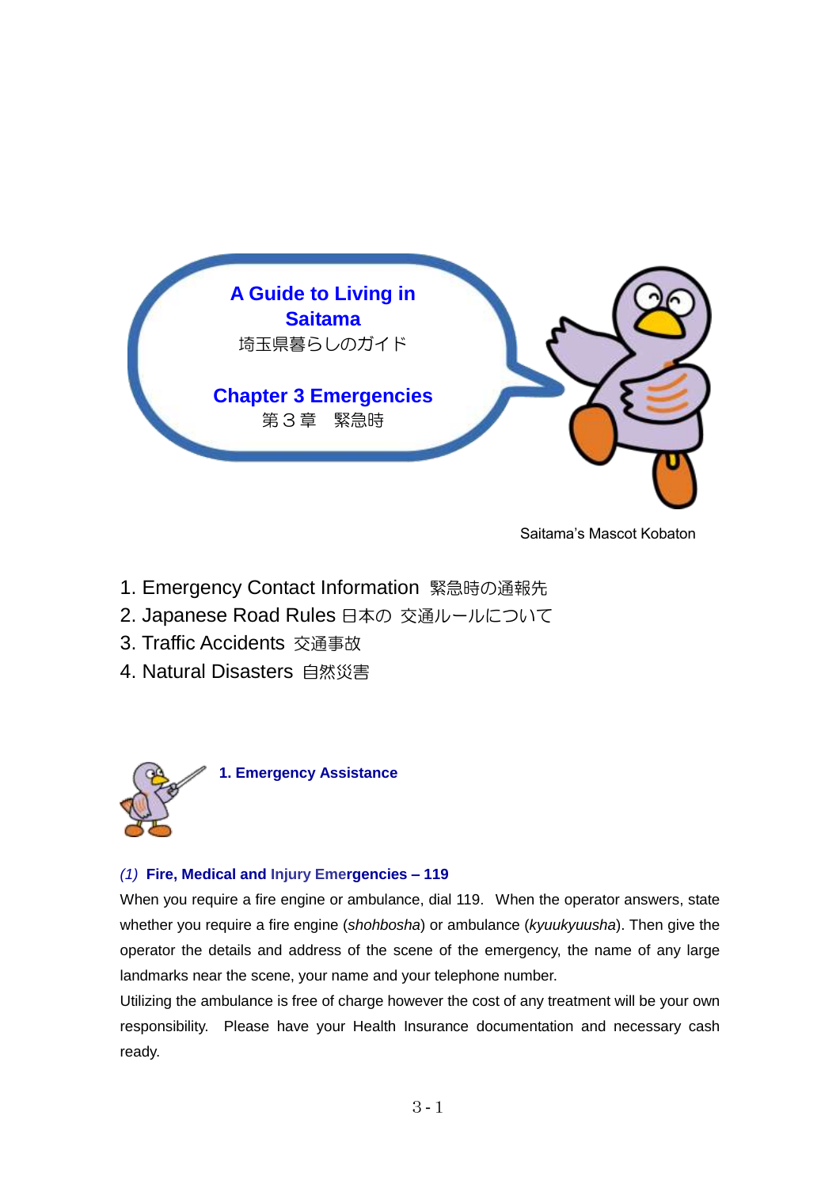# A Guide to Living in Saitama

埼玉県暮らしのガイド

## Chapter 3 Emergencies

第３章　緊急時

Saitama's Mascot Kobaton

1. Emergency Contact Information　緊急時の通報先
2. Japanese Road Rules 日本の　交通ルールについて
3. Traffic Accidents　交通事故
4. Natural Disasters　自然災害

### 1. Emergency Assistance

#### *(1)* Fire, Medical and Injury Emergencies – 119

When you require a fire engine or ambulance, dial 119. When the operator answers, state whether you require a fire engine (*shohbosha*) or ambulance (*kyuukyuusha*). Then give the operator the details and address of the scene of the emergency, the name of any large landmarks near the scene, your name and your telephone number.

Utilizing the ambulance is free of charge however the cost of any treatment will be your own responsibility. Please have your Health Insurance documentation and necessary cash ready.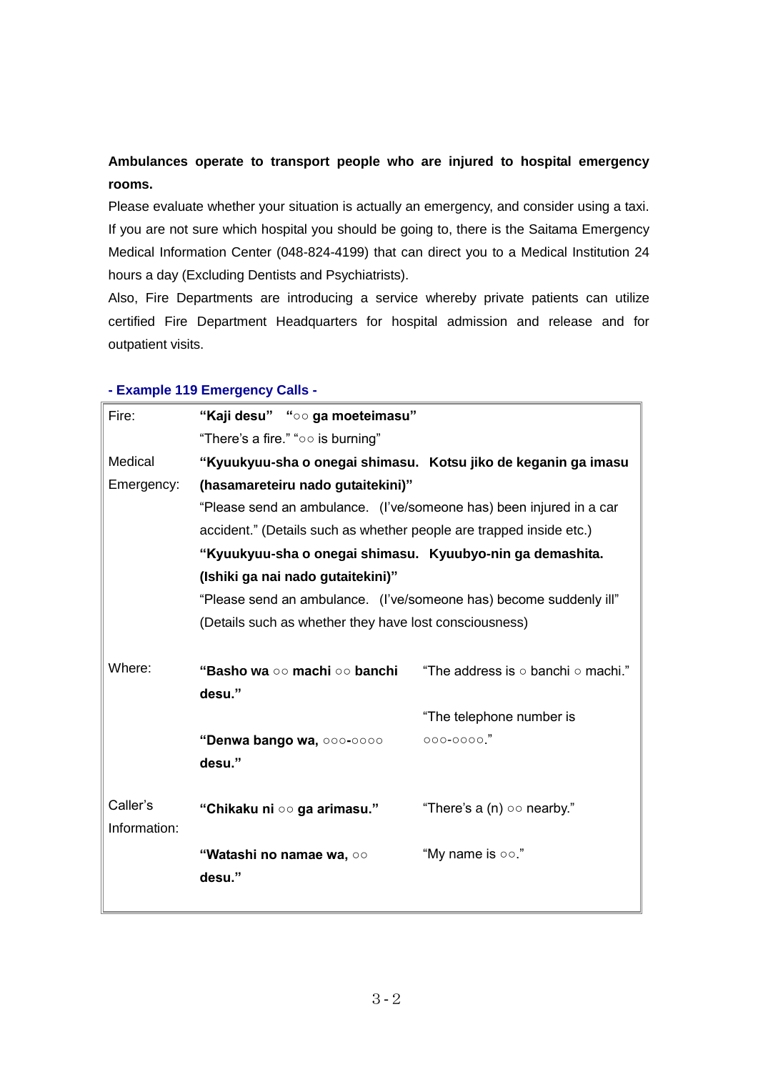**Ambulances operate to transport people who are injured to hospital emergency rooms.**

Please evaluate whether your situation is actually an emergency, and consider using a taxi. If you are not sure which hospital you should be going to, there is the Saitama Emergency Medical Information Center (048-824-4199) that can direct you to a Medical Institution 24 hours a day (Excluding Dentists and Psychiatrists).

Also, Fire Departments are introducing a service whereby private patients can utilize certified Fire Department Headquarters for hospital admission and release and for outpatient visits.

### - Example 119 Emergency Calls -

| | | |
|---|---|---|
| Fire: | **"Kaji desu"　"○○ ga moeteimasu"**<br>"There's a fire." "○○ is burning" | |
| Medical Emergency: | **"Kyuukyuu-sha o onegai shimasu.　Kotsu jiko de keganin ga imasu (hasamareteiru nado gutaitekini)"**<br>"Please send an ambulance.　(I've/someone has) been injured in a car accident." (Details such as whether people are trapped inside etc.)<br>**"Kyuukyuu-sha o onegai shimasu.　Kyuubyo-nin ga demashita. (Ishiki ga nai nado gutaitekini)"**<br>"Please send an ambulance.　(I've/someone has) become suddenly ill" (Details such as whether they have lost consciousness) | |
| Where: | **"Basho wa ○○ machi ○○ banchi desu."** | "The address is ○ banchi ○ machi." |
| | **"Denwa bango wa, ○○○-○○○○ desu."** | "The telephone number is ○○○-○○○○." |
| Caller's Information: | **"Chikaku ni ○○ ga arimasu."** | "There's a (n) ○○ nearby." |
| | **"Watashi no namae wa, ○○ desu."** | "My name is ○○." |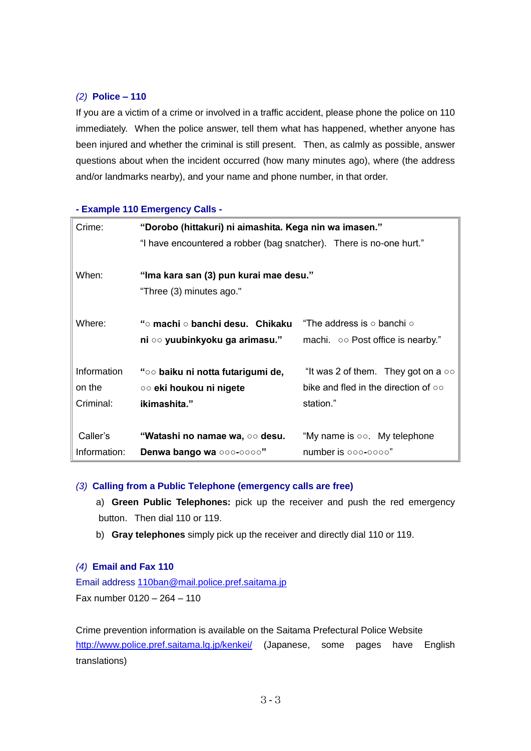### *(2)* Police – 110

If you are a victim of a crime or involved in a traffic accident, please phone the police on 110 immediately. When the police answer, tell them what has happened, whether anyone has been injured and whether the criminal is still present. Then, as calmly as possible, answer questions about when the incident occurred (how many minutes ago), where (the address and/or landmarks nearby), and your name and phone number, in that order.

**- Example 110 Emergency Calls -**

| | | |
|---|---|---|
| Crime: | **"Dorobo (hittakuri) ni aimashita. Kega nin wa imasen."** "I have encountered a robber (bag snatcher). There is no-one hurt." | |
| When: | **"Ima kara san (3) pun kurai mae desu."** "Three (3) minutes ago." | |
| Where: | **"○ machi ○ banchi desu. Chikaku ni ○○ yuubinkyoku ga arimasu."** | "The address is ○ banchi ○ machi. ○○ Post office is nearby." |
| Information on the Criminal: | **"○○ baiku ni notta futarigumi de, ○○ eki houkou ni nigete ikimashita."** | "It was 2 of them. They got on a ○○ bike and fled in the direction of ○○ station." |
| Caller's Information: | **"Watashi no namae wa, ○○ desu. Denwa bango wa ○○○-○○○○"** | "My name is ○○. My telephone number is ○○○-○○○○" |

### *(3)* Calling from a Public Telephone (emergency calls are free)

a) **Green Public Telephones:** pick up the receiver and push the red emergency button. Then dial 110 or 119.

b) **Gray telephones** simply pick up the receiver and directly dial 110 or 119.

### *(4)* Email and Fax 110

Email address 110ban@mail.police.pref.saitama.jp

Fax number 0120 – 264 – 110

Crime prevention information is available on the Saitama Prefectural Police Website http://www.police.pref.saitama.lg.jp/kenkei/ (Japanese, some pages have English translations)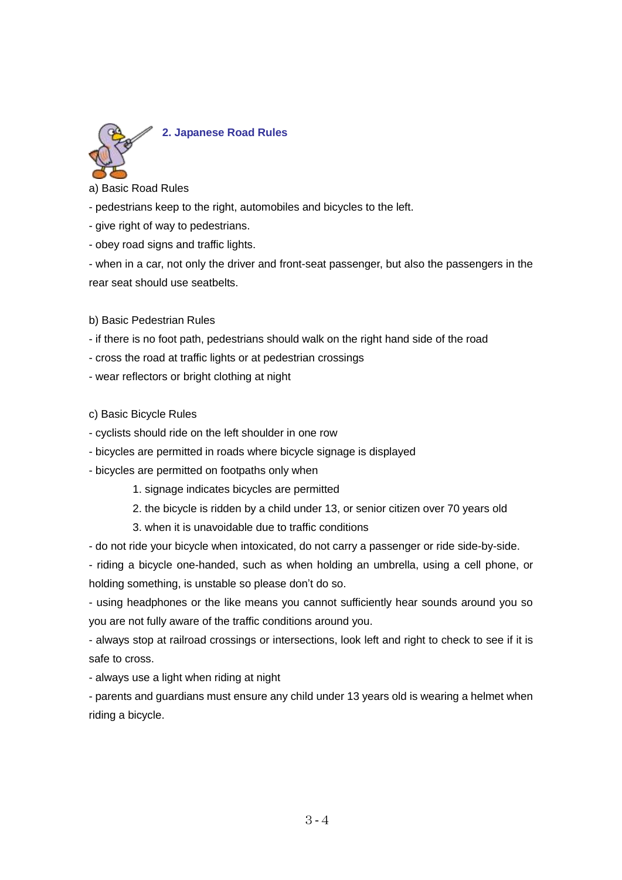## 2. Japanese Road Rules

a) Basic Road Rules

- pedestrians keep to the right, automobiles and bicycles to the left.
- give right of way to pedestrians.
- obey road signs and traffic lights.
- when in a car, not only the driver and front-seat passenger, but also the passengers in the rear seat should use seatbelts.

b) Basic Pedestrian Rules

- if there is no foot path, pedestrians should walk on the right hand side of the road
- cross the road at traffic lights or at pedestrian crossings
- wear reflectors or bright clothing at night

c) Basic Bicycle Rules

- cyclists should ride on the left shoulder in one row
- bicycles are permitted in roads where bicycle signage is displayed
- bicycles are permitted on footpaths only when
    1. signage indicates bicycles are permitted
    2. the bicycle is ridden by a child under 13, or senior citizen over 70 years old
    3. when it is unavoidable due to traffic conditions
- do not ride your bicycle when intoxicated, do not carry a passenger or ride side-by-side.
- riding a bicycle one-handed, such as when holding an umbrella, using a cell phone, or holding something, is unstable so please don't do so.
- using headphones or the like means you cannot sufficiently hear sounds around you so you are not fully aware of the traffic conditions around you.
- always stop at railroad crossings or intersections, look left and right to check to see if it is safe to cross.
- always use a light when riding at night
- parents and guardians must ensure any child under 13 years old is wearing a helmet when riding a bicycle.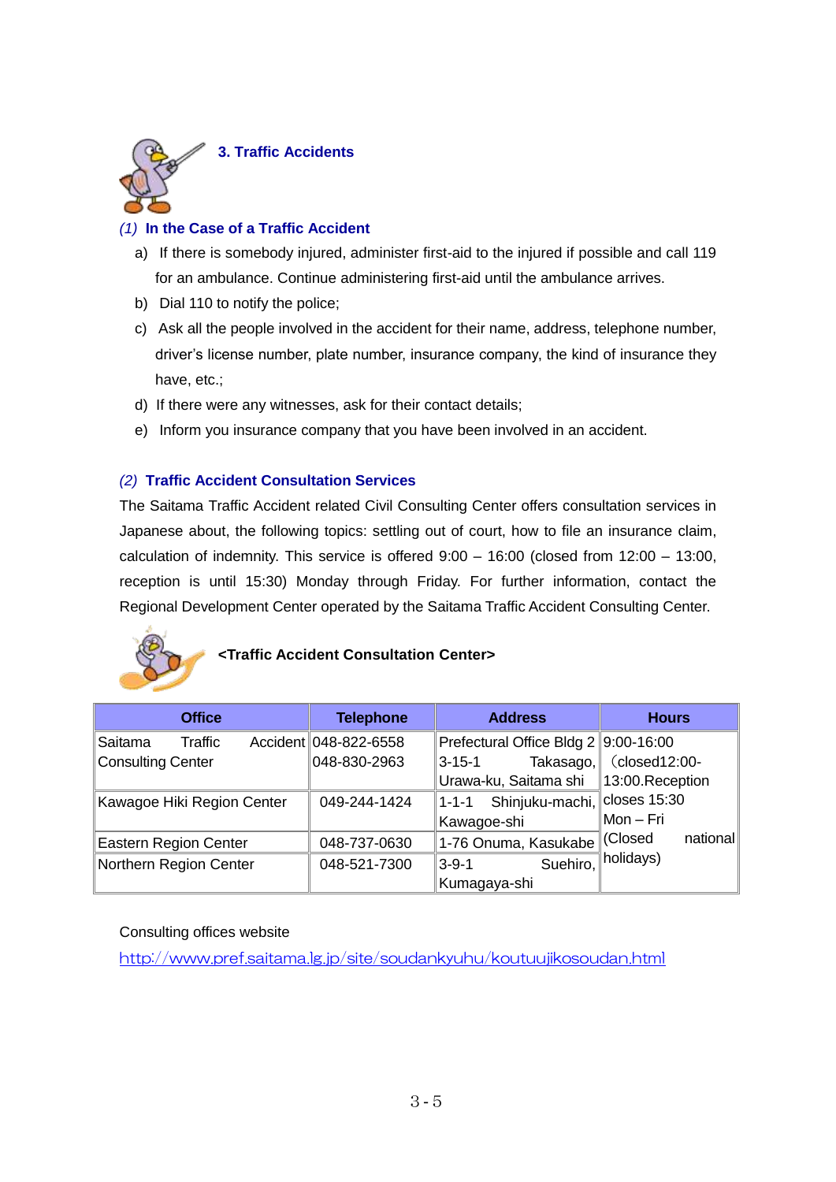## 3. Traffic Accidents

### *(1)* In the Case of a Traffic Accident

a) If there is somebody injured, administer first-aid to the injured if possible and call 119 for an ambulance. Continue administering first-aid until the ambulance arrives.

b) Dial 110 to notify the police;

c) Ask all the people involved in the accident for their name, address, telephone number, driver's license number, plate number, insurance company, the kind of insurance they have, etc.;

d) If there were any witnesses, ask for their contact details;

e) Inform you insurance company that you have been involved in an accident.

### *(2)* Traffic Accident Consultation Services

The Saitama Traffic Accident related Civil Consulting Center offers consultation services in Japanese about, the following topics: settling out of court, how to file an insurance claim, calculation of indemnity. This service is offered 9:00 – 16:00 (closed from 12:00 – 13:00, reception is until 15:30) Monday through Friday. For further information, contact the Regional Development Center operated by the Saitama Traffic Accident Consulting Center.

**<Traffic Accident Consultation Center>**

| Office | Telephone | Address | Hours |
|---|---|---|---|
| Saitama Traffic Accident Consulting Center | 048-822-6558<br>048-830-2963 | Prefectural Office Bldg 2<br>3-15-1 Takasago, Urawa-ku, Saitama shi | 9:00-16:00 （closed12:00-13:00.Reception closes 15:30<br>Mon – Fri<br>(Closed national holidays) |
| Kawagoe Hiki Region Center | 049-244-1424 | 1-1-1 Shinjuku-machi, Kawagoe-shi | |
| Eastern Region Center | 048-737-0630 | 1-76 Onuma, Kasukabe | |
| Northern Region Center | 048-521-7300 | 3-9-1 Suehiro, Kumagaya-shi | |

Consulting offices website

http://www.pref.saitama.lg.jp/site/soudankyuhu/koutuujikosoudan.html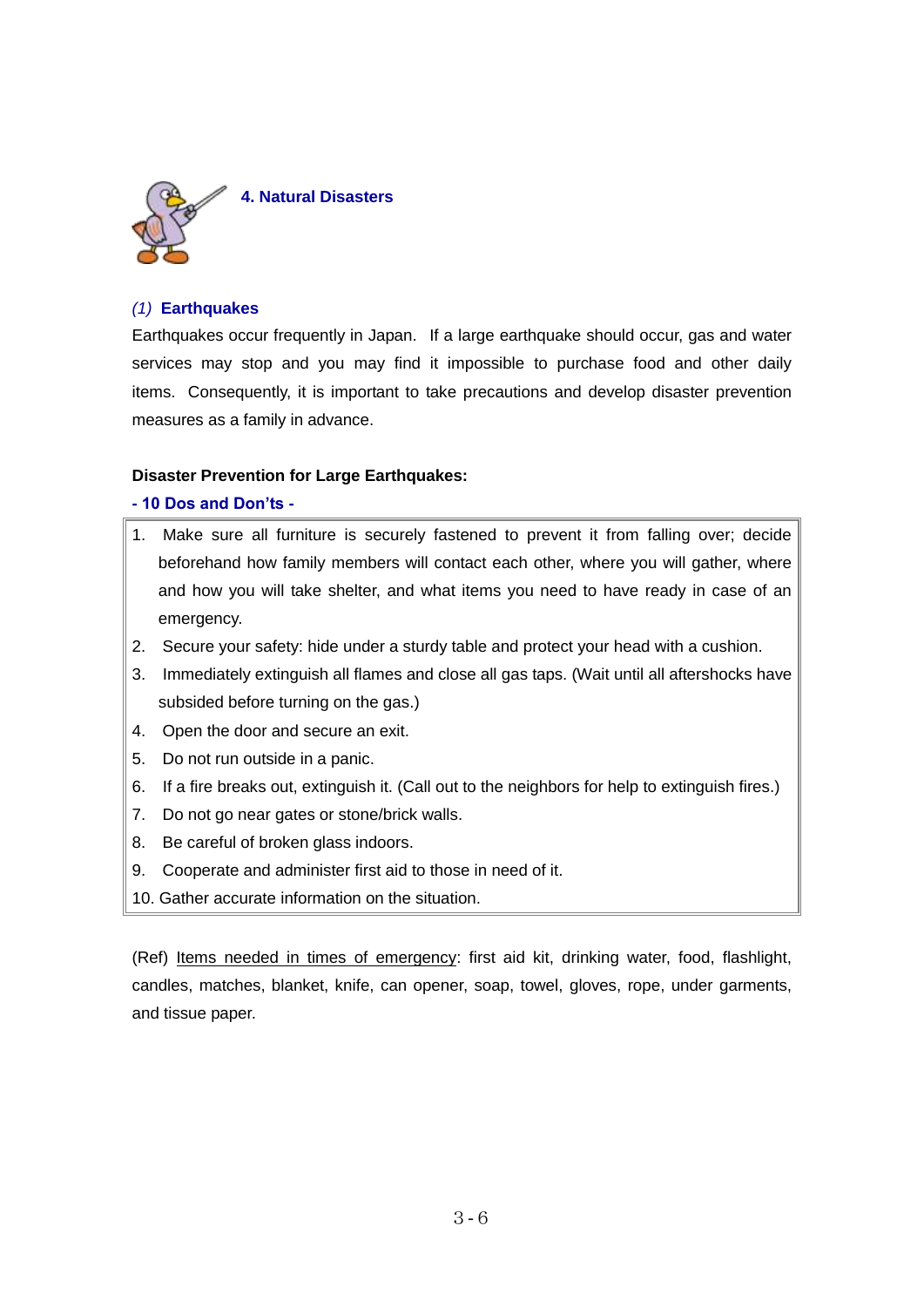## 4. Natural Disasters

### *(1)* Earthquakes

Earthquakes occur frequently in Japan. If a large earthquake should occur, gas and water services may stop and you may find it impossible to purchase food and other daily items. Consequently, it is important to take precautions and develop disaster prevention measures as a family in advance.

**Disaster Prevention for Large Earthquakes:**

**- 10 Dos and Don'ts -**

1. Make sure all furniture is securely fastened to prevent it from falling over; decide beforehand how family members will contact each other, where you will gather, where and how you will take shelter, and what items you need to have ready in case of an emergency.
2. Secure your safety: hide under a sturdy table and protect your head with a cushion.
3. Immediately extinguish all flames and close all gas taps. (Wait until all aftershocks have subsided before turning on the gas.)
4. Open the door and secure an exit.
5. Do not run outside in a panic.
6. If a fire breaks out, extinguish it. (Call out to the neighbors for help to extinguish fires.)
7. Do not go near gates or stone/brick walls.
8. Be careful of broken glass indoors.
9. Cooperate and administer first aid to those in need of it.
10. Gather accurate information on the situation.

(Ref) Items needed in times of emergency: first aid kit, drinking water, food, flashlight, candles, matches, blanket, knife, can opener, soap, towel, gloves, rope, under garments, and tissue paper.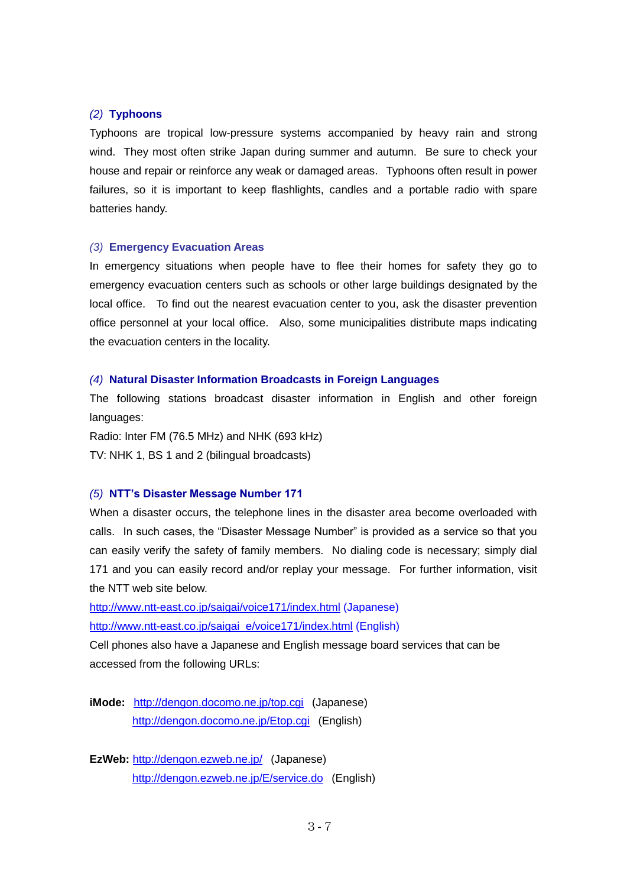### *(2)* Typhoons

Typhoons are tropical low-pressure systems accompanied by heavy rain and strong wind. They most often strike Japan during summer and autumn. Be sure to check your house and repair or reinforce any weak or damaged areas. Typhoons often result in power failures, so it is important to keep flashlights, candles and a portable radio with spare batteries handy.

### *(3)* Emergency Evacuation Areas

In emergency situations when people have to flee their homes for safety they go to emergency evacuation centers such as schools or other large buildings designated by the local office. To find out the nearest evacuation center to you, ask the disaster prevention office personnel at your local office. Also, some municipalities distribute maps indicating the evacuation centers in the locality.

### *(4)* Natural Disaster Information Broadcasts in Foreign Languages

The following stations broadcast disaster information in English and other foreign languages:

Radio: Inter FM (76.5 MHz) and NHK (693 kHz)

TV: NHK 1, BS 1 and 2 (bilingual broadcasts)

### *(5)* NTT's Disaster Message Number 171

When a disaster occurs, the telephone lines in the disaster area become overloaded with calls. In such cases, the "Disaster Message Number" is provided as a service so that you can easily verify the safety of family members. No dialing code is necessary; simply dial 171 and you can easily record and/or replay your message. For further information, visit the NTT web site below.

http://www.ntt-east.co.jp/saigai/voice171/index.html (Japanese)

http://www.ntt-east.co.jp/saigai_e/voice171/index.html (English)

Cell phones also have a Japanese and English message board services that can be accessed from the following URLs:

**iMode:** http://dengon.docomo.ne.jp/top.cgi (Japanese)
http://dengon.docomo.ne.jp/Etop.cgi (English)

**EzWeb:** http://dengon.ezweb.ne.jp/ (Japanese)
http://dengon.ezweb.ne.jp/E/service.do (English)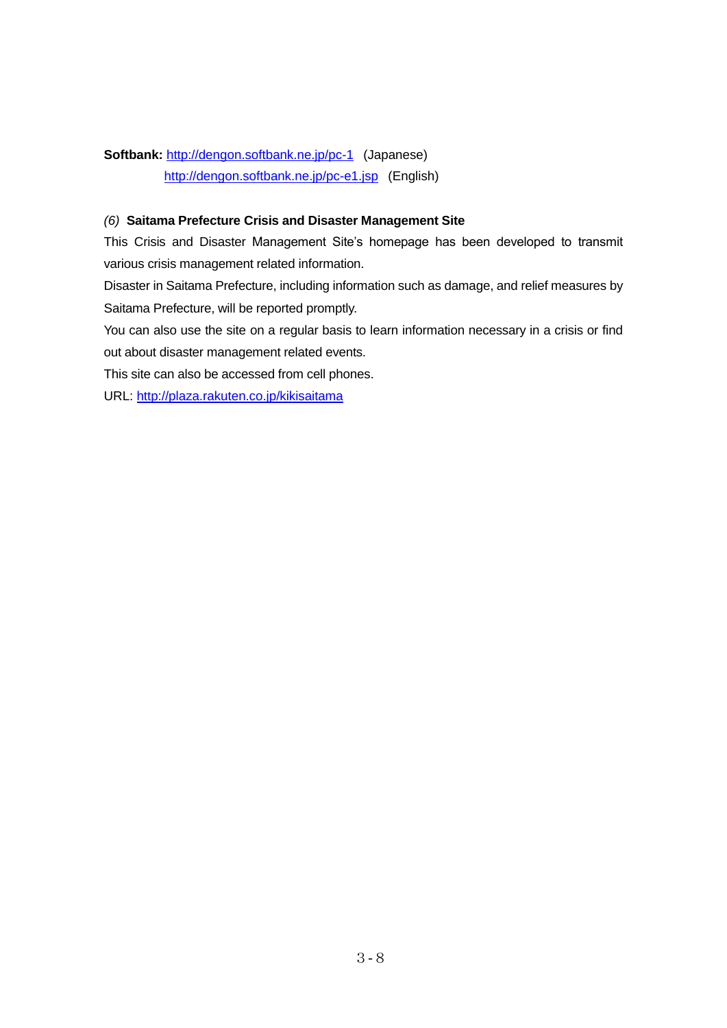**Softbank:** http://dengon.softbank.ne.jp/pc-1 (Japanese)
http://dengon.softbank.ne.jp/pc-e1.jsp (English)

### *(6)* Saitama Prefecture Crisis and Disaster Management Site

This Crisis and Disaster Management Site's homepage has been developed to transmit various crisis management related information.

Disaster in Saitama Prefecture, including information such as damage, and relief measures by Saitama Prefecture, will be reported promptly.

You can also use the site on a regular basis to learn information necessary in a crisis or find out about disaster management related events.

This site can also be accessed from cell phones.

URL: http://plaza.rakuten.co.jp/kikisaitama